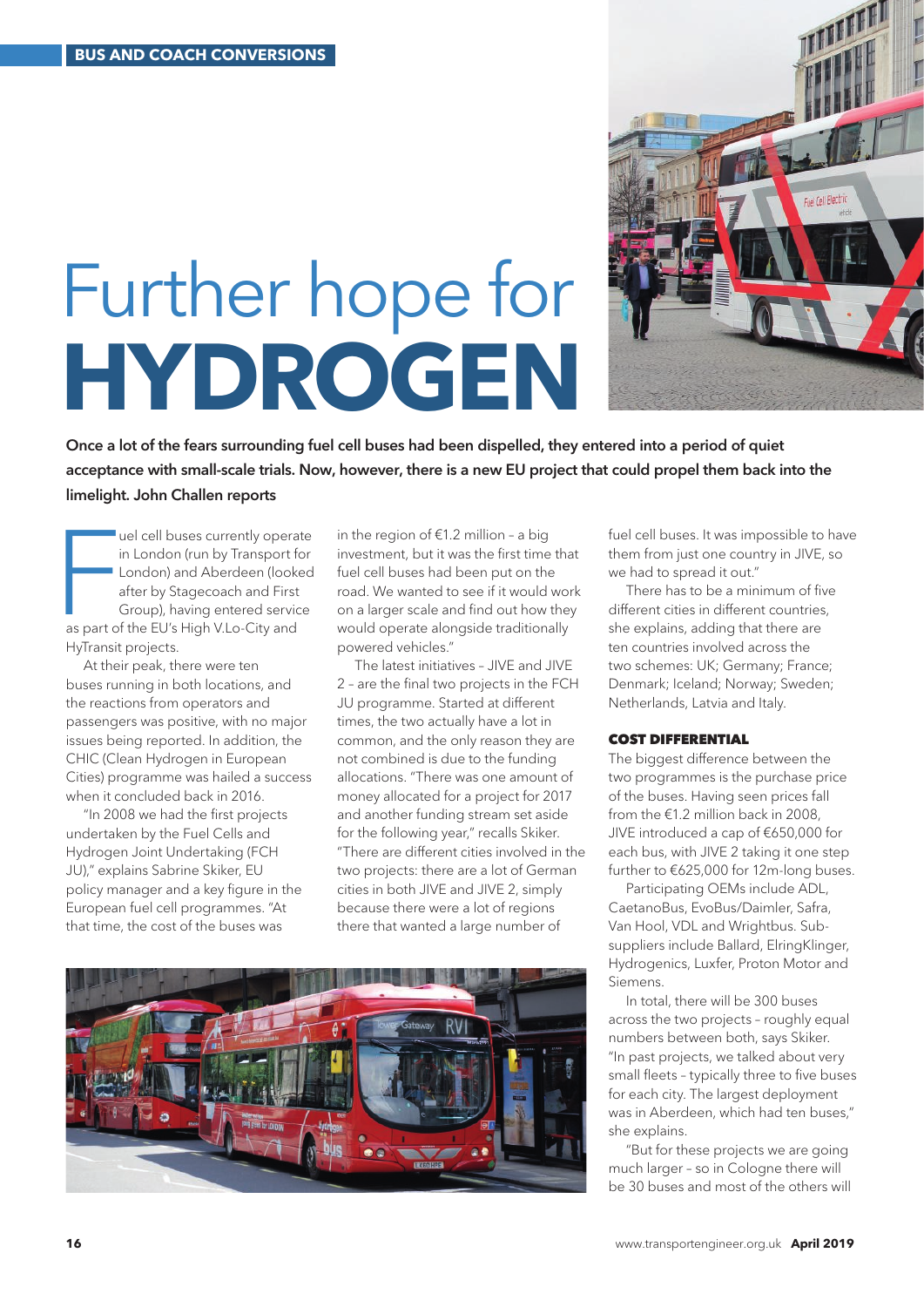# Further hope for HYDROGEN

**Once a lot of the fears surrounding fuel cell buses had been dispelled, they entered into a period of quiet acceptance with small-scale trials. Now, however, there is a new EU project that could propel them back into the limelight. John Challen reports**

Fuel cell buses currently operate in London (run by Transport for London) and Aberdeen (looked after by Stagecoach and First Group), having entered service as part of the EU's High V.Lo-City and HyTransit projects.

At their peak, there were ten buses running in both locations, and the reactions from operators and passengers was positive, with no major issues being reported. In addition, the CHIC (Clean Hydrogen in European Cities) programme was hailed a success when it concluded back in 2016.

"In 2008 we had the first projects undertaken by the Fuel Cells and Hydrogen Joint Undertaking (FCH JU)," explains Sabrine Skiker, EU policy manager and a key figure in the European fuel cell programmes. "At that time, the cost of the buses was in the region of €1.2 million – a big investment, but it was the first time that fuel cell buses had been put on the road. We wanted to see if it would work on a larger scale and find out how they would operate alongside traditionally powered vehicles."

The latest initiatives – JIVE and JIVE 2 – are the final two projects in the FCH JU programme. Started at different times, the two actually have a lot in common, and the only reason they are not combined is due to the funding allocations. "There was one amount of money allocated for a project for 2017 and another funding stream set aside for the following year," recalls Skiker. "There are different cities involved in the two projects: there are a lot of German cities in both JIVE and JIVE 2, simply because there were a lot of regions there that wanted a large number of fuel cell buses. It was impossible to have them from just one country in JIVE, so we had to spread it out."

There has to be a minimum of five different cities in different countries, she explains, adding that there are ten countries involved across the two schemes: UK; Germany; France; Denmark; Iceland; Norway; Sweden; Netherlands, Latvia and Italy.

### COST DIFFERENTIAL

The biggest difference between the two programmes is the purchase price of the buses. Having seen prices fall from the €1.2 million back in 2008, JIVE introduced a cap of €650,000 for each bus, with JIVE 2 taking it one step further to €625,000 for 12m-long buses.

Participating OEMs include ADL, CaetanoBus, EvoBus/Daimler, Safra, Van Hool, VDL and Wrightbus. Sub-suppliers include Ballard, ElringKlinger, Hydrogenics, Luxfer, Proton Motor and Siemens.

In total, there will be 300 buses across the two projects – roughly equal numbers between both, says Skiker. "In past projects, we talked about very small fleets – typically three to five buses for each city. The largest deployment was in Aberdeen, which had ten buses," she explains.

"But for these projects we are going much larger – so in Cologne there will be 30 buses and most of the others will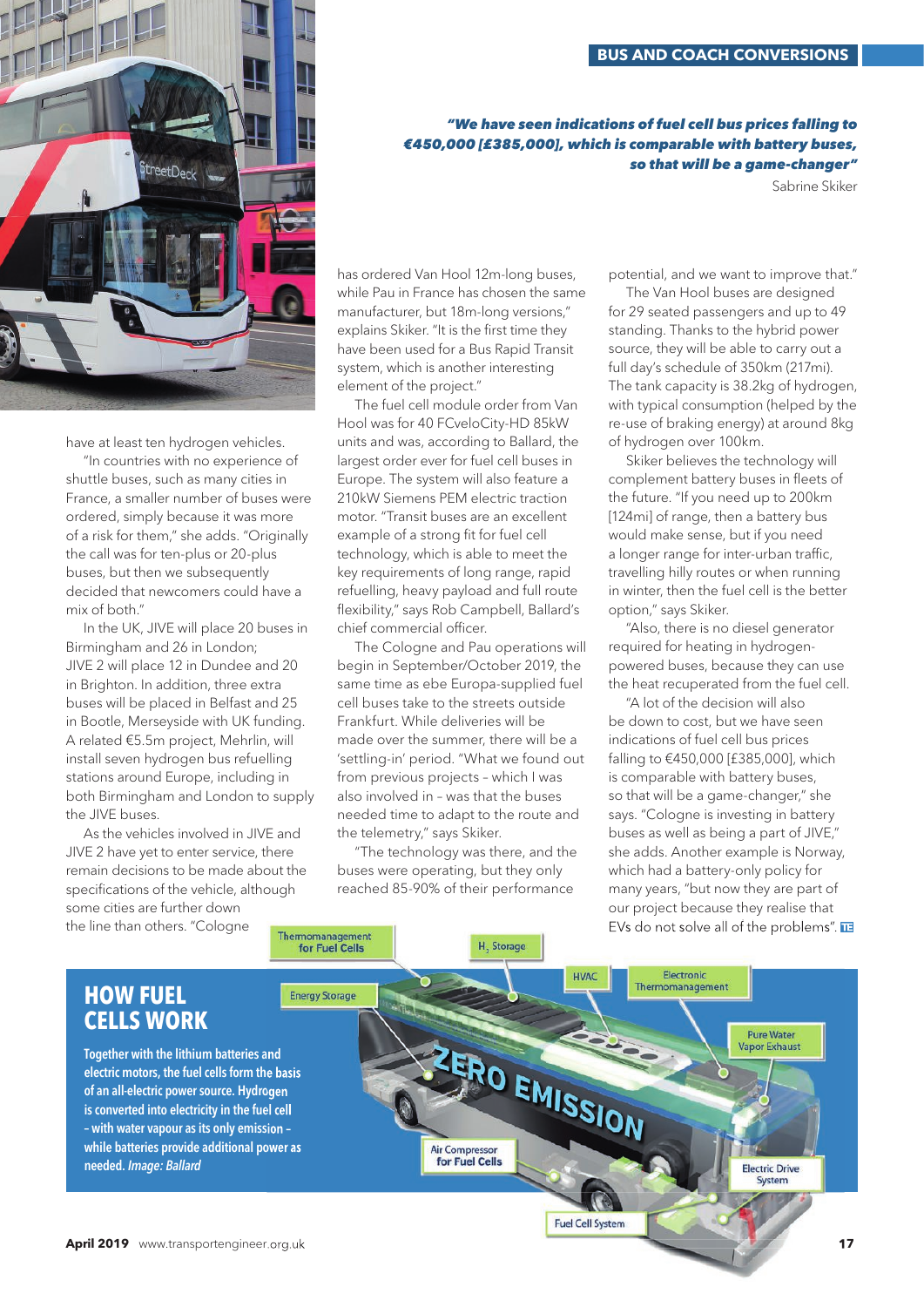> ***"We have seen indications of fuel cell bus prices falling to €450,000 [£385,000], which is comparable with battery buses, so that will be a game-changer"***
>
> Sabrine Skiker

have at least ten hydrogen vehicles.

"In countries with no experience of shuttle buses, such as many cities in France, a smaller number of buses were ordered, simply because it was more of a risk for them," she adds. "Originally the call was for ten-plus or 20-plus buses, but then we subsequently decided that newcomers could have a mix of both."

In the UK, JIVE will place 20 buses in Birmingham and 26 in London; JIVE 2 will place 12 in Dundee and 20 in Brighton. In addition, three extra buses will be placed in Belfast and 25 in Bootle, Merseyside with UK funding. A related €5.5m project, Mehrlin, will install seven hydrogen bus refuelling stations around Europe, including in both Birmingham and London to supply the JIVE buses.

As the vehicles involved in JIVE and JIVE 2 have yet to enter service, there remain decisions to be made about the specifications of the vehicle, although some cities are further down the line than others. "Cologne has ordered Van Hool 12m-long buses, while Pau in France has chosen the same manufacturer, but 18m-long versions," explains Skiker. "It is the first time they have been used for a Bus Rapid Transit system, which is another interesting element of the project."

The fuel cell module order from Van Hool was for 40 FCveloCity-HD 85kW units and was, according to Ballard, the largest order ever for fuel cell buses in Europe. The system will also feature a 210kW Siemens PEM electric traction motor. "Transit buses are an excellent example of a strong fit for fuel cell technology, which is able to meet the key requirements of long range, rapid refuelling, heavy payload and full route flexibility," says Rob Campbell, Ballard's chief commercial officer.

The Cologne and Pau operations will begin in September/October 2019, the same time as ebe Europa-supplied fuel cell buses take to the streets outside Frankfurt. While deliveries will be made over the summer, there will be a 'settling-in' period. "What we found out from previous projects – which I was also involved in – was that the buses needed time to adapt to the route and the telemetry," says Skiker.

"The technology was there, and the buses were operating, but they only reached 85-90% of their performance potential, and we want to improve that."

The Van Hool buses are designed for 29 seated passengers and up to 49 standing. Thanks to the hybrid power source, they will be able to carry out a full day's schedule of 350km (217mi). The tank capacity is 38.2kg of hydrogen, with typical consumption (helped by the re-use of braking energy) at around 8kg of hydrogen over 100km.

Skiker believes the technology will complement battery buses in fleets of the future. "If you need up to 200km [124mi] of range, then a battery bus would make sense, but if you need a longer range for inter-urban traffic, travelling hilly routes or when running in winter, then the fuel cell is the better option," says Skiker.

"Also, there is no diesel generator required for heating in hydrogen-powered buses, because they can use the heat recuperated from the fuel cell.

"A lot of the decision will also be down to cost, but we have seen indications of fuel cell bus prices falling to €450,000 [£385,000], which is comparable with battery buses, so that will be a game-changer," she says. "Cologne is investing in battery buses as well as being a part of JIVE," she adds. Another example is Norway, which had a battery-only policy for many years, "but now they are part of our project because they realise that EVs do not solve all of the problems".

## HOW FUEL CELLS WORK

**Together with the lithium batteries and electric motors, the fuel cells form the basis of an all-electric power source. Hydrogen is converted into electricity in the fuel cell – with water vapour as its only emission – while batteries provide additional power as needed. *Image: Ballard***

Thermomanagement for Fuel Cells

Energy Storage

$H_2$ Storage

HVAC

Electronic Thermomanagement

Pure Water Vapor Exhaust

ZERO EMISSION

Air Compressor for Fuel Cells

Electric Drive System

Fuel Cell System